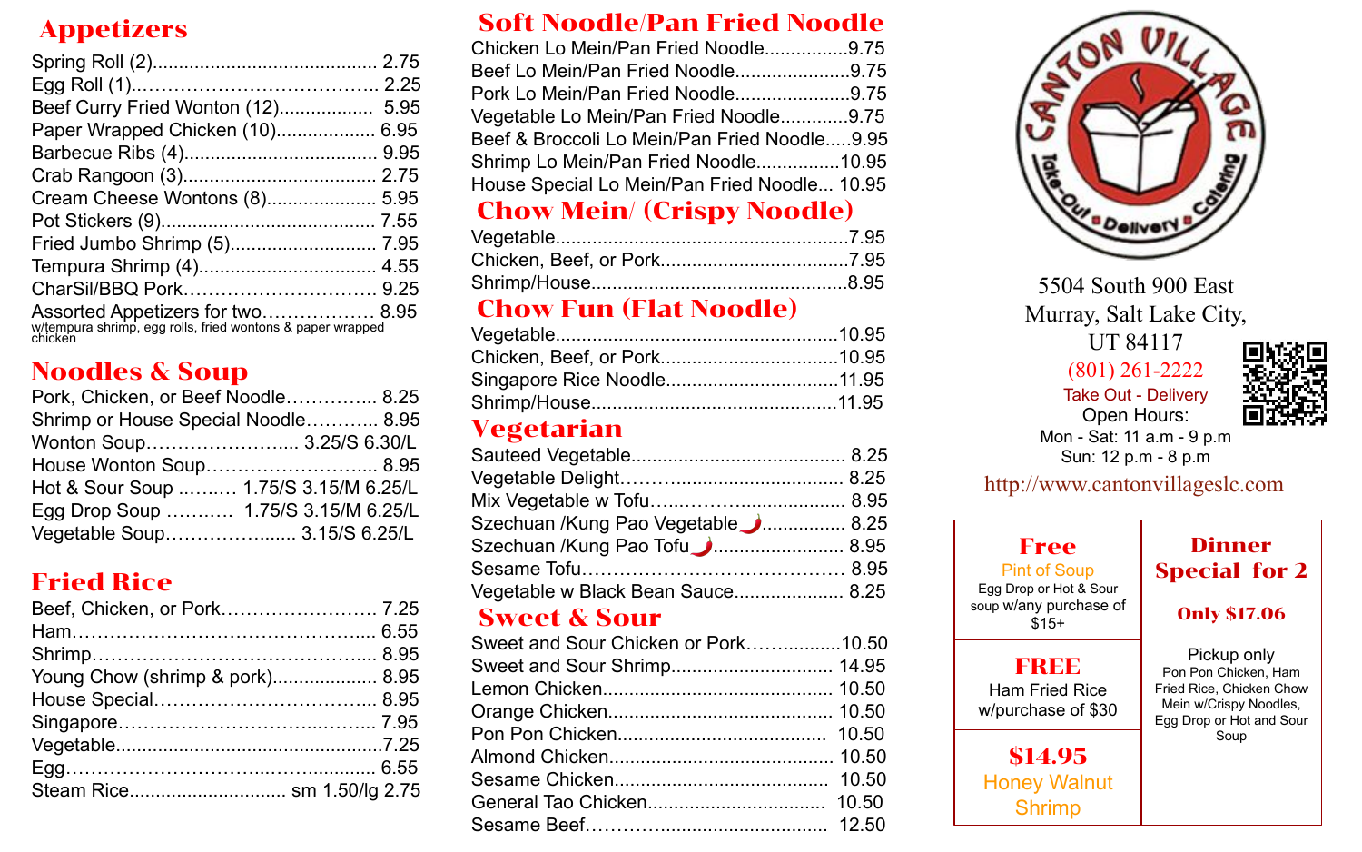## Appetizers

- Spring Roll (2)........................................... 2.75
- Egg Roll (1)........................................... 2.25
- Beef Curry Fried Wonton (12).................. 5.95
- Paper Wrapped Chicken (10)................... 6.95
- Barbecue Ribs (4).................................... 9.95
- Crab Rangoon (3)..................................... 2.75
- Cream Cheese Wontons (8)..................... 5.95
- Pot Stickers (9)......................................... 7.55
- Fried Jumbo Shrimp (5)............................ 7.95
- Tempura Shrimp (4).................................. 4.55
- CharSil/BBQ Pork.............................. 9.25
- Assorted Appetizers for two.................. 8.95
  w/tempura shrimp, egg rolls, fried wontons & paper wrapped chicken

## Noodles & Soup

- Pork, Chicken, or Beef Noodle............... 8.25
- Shrimp or House Special Noodle............ 8.95
- Wonton Soup......................... 3.25/S 6.30/L
- House Wonton Soup........................... 8.95
- Hot & Sour Soup .......... 1.75/S 3.15/M 6.25/L
- Egg Drop Soup ........... 1.75/S 3.15/M 6.25/L
- Vegetable Soup.................... 3.15/S 6.25/L

## Fried Rice

- Beef, Chicken, or Pork......................... 7.25
- Ham................................................. 6.55
- Shrimp............................................. 8.95
- Young Chow (shrimp & pork).................... 8.95
- House Special.................................... 8.95
- Singapore......................................... 7.95
- Vegetable..................................................7.25
- Egg.................................................. 6.55
- Steam Rice.............................. sm 1.50/lg 2.75

## Soft Noodle/Pan Fried Noodle

- Chicken Lo Mein/Pan Fried Noodle................9.75
- Beef Lo Mein/Pan Fried Noodle......................9.75
- Pork Lo Mein/Pan Fried Noodle......................9.75
- Vegetable Lo Mein/Pan Fried Noodle.............9.75
- Beef & Broccoli Lo Mein/Pan Fried Noodle.....9.95
- Shrimp Lo Mein/Pan Fried Noodle................10.95
- House Special Lo Mein/Pan Fried Noodle... 10.95

## Chow Mein/ (Crispy Noodle)

- Vegetable.......................................................7.95
- Chicken, Beef, or Pork....................................7.95
- Shrimp/House.................................................8.95

## Chow Fun (Flat Noodle)

- Vegetable.....................................................10.95
- Chicken, Beef, or Pork..................................10.95
- Singapore Rice Noodle.................................11.95
- Shrimp/House...............................................11.95

## Vegetarian

- Sauteed Vegetable........................................ 8.25
- Vegetable Delight......................................... 8.25
- Mix Vegetable w Tofu..................................... 8.95
- Szechuan /Kung Pao Vegetable 🌶................ 8.25
- Szechuan /Kung Pao Tofu 🌶......................... 8.95
- Sesame Tofu.............................................. 8.95
- Vegetable w Black Bean Sauce..................... 8.25

## Sweet & Sour

- Sweet and Sour Chicken or Pork..................10.50
- Sweet and Sour Shrimp............................... 14.95
- Lemon Chicken............................................ 10.50
- Orange Chicken........................................... 10.50
- Pon Pon Chicken.......................................... 10.50
- Almond Chicken........................................... 10.50
- Sesame Chicken........................................... 10.50
- General Tao Chicken.................................... 10.50
- Sesame Beef................................................ 12.50

CANTON VILLAGE
Take-Out • Delivery • Catering

5504 South 900 East
Murray, Salt Lake City,
UT 84117
(801) 261-2222
Take Out - Delivery
Open Hours:
Mon - Sat: 11 a.m - 9 p.m
Sun: 12 p.m - 8 p.m

http://www.cantonvillageslc.com

**Free**
Pint of Soup
Egg Drop or Hot & Sour soup w/any purchase of $15+

**FREE**
Ham Fried Rice w/purchase of $30

**$14.95**
Honey Walnut Shrimp

**Dinner Special for 2**

**Only $17.06**

Pickup only
Pon Pon Chicken, Ham Fried Rice, Chicken Chow Mein w/Crispy Noodles, Egg Drop or Hot and Sour Soup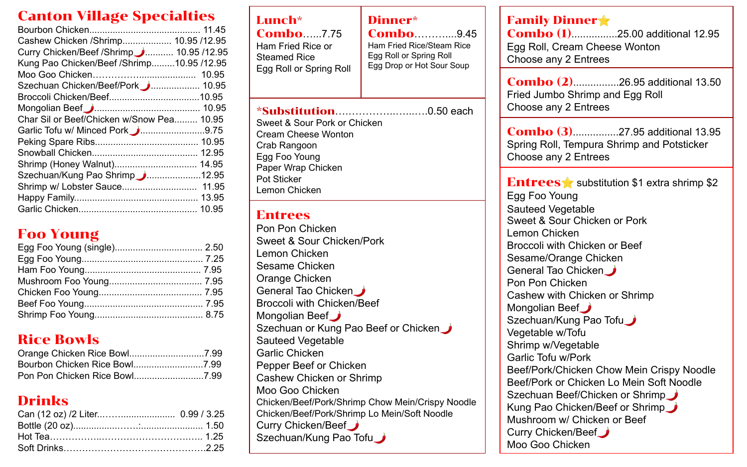## Canton Village Specialties

- Bourbon Chicken.......................................... 11.45
- Cashew Chicken /Shrimp.................. 10.95 /12.95
- Curry Chicken/Beef /Shrimp 🌶........... 10.95 /12.95
- Kung Pao Chicken/Beef /Shrimp.........10.95 /12.95
- Moo Goo Chicken............................... 10.95
- Szechuan Chicken/Beef/Pork 🌶.................. 10.95
- Broccoli Chicken/Beef..................................10.95
- Mongolian Beef 🌶........................................ 10.95
- Char Sil or Beef/Chicken w/Snow Pea......... 10.95
- Garlic Tofu w/ Minced Pork 🌶........................9.75
- Peking Spare Ribs....................................... 10.95
- Snowball Chicken........................................ 12.95
- Shrimp (Honey Walnut)................................ 14.95
- Szechuan/Kung Pao Shrimp 🌶....................12.95
- Shrimp w/ Lobster Sauce............................ 11.95
- Happy Family............................................... 13.95
- Garlic Chicken............................................. 10.95

## Foo Young

- Egg Foo Young (single)................................. 2.50
- Egg Foo Young............................................... 7.25
- Ham Foo Young............................................. 7.95
- Mushroom Foo Young.................................... 7.95
- Chicken Foo Young........................................ 7.95
- Beef Foo Young.............................................. 7.95
- Shrimp Foo Young.......................................... 8.75

## Rice Bowls

- Orange Chicken Rice Bowl............................7.99
- Bourbon Chicken Rice Bowl..........................7.99
- Pon Pon Chicken Rice Bowl..........................7.99

## Drinks

- Can (12 oz) /2 Liter.......................... 0.99 / 3.25
- Bottle (20 oz).............................................. 1.50
- Hot Tea........................................................ 1.25
- Soft Drinks...................................................2.25

## Lunch* Combo......7.75

Ham Fried Rice or Steamed Rice
Egg Roll or Spring Roll

## Dinner* Combo............9.45

Ham Fried Rice/Steam Rice
Egg Roll or Spring Roll
Egg Drop or Hot Sour Soup

## *Substitution..........................0.50 each

- Sweet & Sour Pork or Chicken
- Cream Cheese Wonton
- Crab Rangoon
- Egg Foo Young
- Paper Wrap Chicken
- Pot Sticker
- Lemon Chicken

## Entrees

- Pon Pon Chicken
- Sweet & Sour Chicken/Pork
- Lemon Chicken
- Sesame Chicken
- Orange Chicken
- General Tao Chicken 🌶
- Broccoli with Chicken/Beef
- Mongolian Beef 🌶
- Szechuan or Kung Pao Beef or Chicken 🌶
- Sauteed Vegetable
- Garlic Chicken
- Pepper Beef or Chicken
- Cashew Chicken or Shrimp
- Moo Goo Chicken
- Chicken/Beef/Pork/Shrimp Chow Mein/Crispy Noodle
- Chicken/Beef/Pork/Shrimp Lo Mein/Soft Noodle
- Curry Chicken/Beef 🌶
- Szechuan/Kung Pao Tofu 🌶

## Family Dinner⭐ Combo (1)................25.00 additional 12.95

Egg Roll, Cream Cheese Wonton
Choose any 2 Entrees

## Combo (2)................26.95 additional 13.50

Fried Jumbo Shrimp and Egg Roll
Choose any 2 Entrees

## Combo (3)................27.95 additional 13.95

Spring Roll, Tempura Shrimp and Potsticker
Choose any 2 Entrees

## Entrees⭐ substitution $1 extra shrimp $2

- Egg Foo Young
- Sauteed Vegetable
- Sweet & Sour Chicken or Pork
- Lemon Chicken
- Broccoli with Chicken or Beef
- Sesame/Orange Chicken
- General Tao Chicken 🌶
- Pon Pon Chicken
- Cashew with Chicken or Shrimp
- Mongolian Beef 🌶
- Szechuan/Kung Pao Tofu 🌶
- Vegetable w/Tofu
- Shrimp w/Vegetable
- Garlic Tofu w/Pork
- Beef/Pork/Chicken Chow Mein Crispy Noodle
- Beef/Pork or Chicken Lo Mein Soft Noodle
- Szechuan Beef/Chicken or Shrimp 🌶
- Kung Pao Chicken/Beef or Shrimp 🌶
- Mushroom w/ Chicken or Beef
- Curry Chicken/Beef 🌶
- Moo Goo Chicken